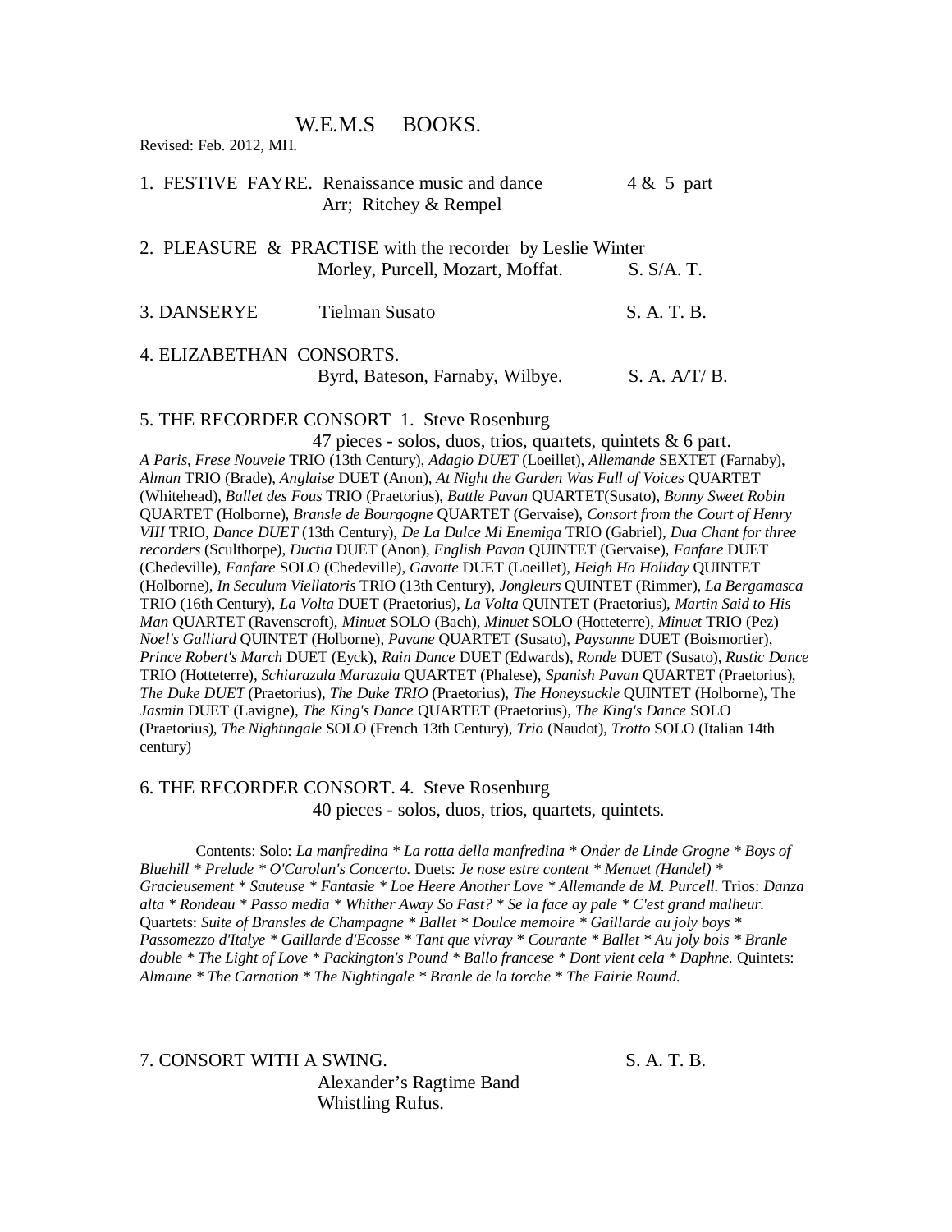# W.E.M.S BOOKS.

Revised: Feb. 2012, MH.

1. FESTIVE FAYRE. Renaissance music and dance 4 & 5 part
   Arr; Ritchey & Rempel

2. PLEASURE & PRACTISE with the recorder by Leslie Winter
   Morley, Purcell, Mozart, Moffat. S. S/A. T.

3. DANSERYE Tielman Susato S. A. T. B.

4. ELIZABETHAN CONSORTS.
   Byrd, Bateson, Farnaby, Wilbye. S. A. A/T/ B.

5. THE RECORDER CONSORT 1. Steve Rosenburg
   47 pieces - solos, duos, trios, quartets, quintets & 6 part.

*A Paris, Frese Nouvele* TRIO (13th Century), *Adagio* DUET (Loeillet), *Allemande* SEXTET (Farnaby), *Alman* TRIO (Brade), *Anglaise* DUET (Anon), *At Night the Garden Was Full of Voices* QUARTET (Whitehead), *Ballet des Fous* TRIO (Praetorius), *Battle Pavan* QUARTET(Susato), *Bonny Sweet Robin* QUARTET (Holborne), *Bransle de Bourgogne* QUARTET (Gervaise), *Consort from the Court of Henry VIII* TRIO, *Dance DUET* (13th Century), *De La Dulce Mi Enemiga* TRIO (Gabriel), *Dua Chant for three recorders* (Sculthorpe), *Ductia* DUET (Anon), *English Pavan* QUINTET (Gervaise), *Fanfare* DUET (Chedeville), *Fanfare* SOLO (Chedeville), *Gavotte* DUET (Loeillet), *Heigh Ho Holiday* QUINTET (Holborne), *In Seculum Viellatoris* TRIO (13th Century), *Jongleurs* QUINTET (Rimmer), *La Bergamasca* TRIO (16th Century), *La Volta* DUET (Praetorius), *La Volta* QUINTET (Praetorius), *Martin Said to His Man* QUARTET (Ravenscroft), *Minuet* SOLO (Bach), *Minuet* SOLO (Hotteterre), *Minuet* TRIO (Pez) *Noel's Galliard* QUINTET (Holborne), *Pavane* QUARTET (Susato), *Paysanne* DUET (Boismortier), *Prince Robert's March* DUET (Eyck), *Rain Dance* DUET (Edwards), *Ronde* DUET (Susato), *Rustic Dance* TRIO (Hotteterre), *Schiarazula Marazula* QUARTET (Phalese), *Spanish Pavan* QUARTET (Praetorius), *The Duke DUET* (Praetorius), *The Duke TRIO* (Praetorius), *The Honeysuckle* QUINTET (Holborne), The *Jasmin* DUET (Lavigne), *The King's Dance* QUARTET (Praetorius), *The King's Dance* SOLO (Praetorius), *The Nightingale* SOLO (French 13th Century), *Trio* (Naudot), *Trotto* SOLO (Italian 14th century)

6. THE RECORDER CONSORT. 4. Steve Rosenburg
   40 pieces - solos, duos, trios, quartets, quintets.

Contents: Solo: *La manfredina * La rotta della manfredina * Onder de Linde Grogne * Boys of Bluehill * Prelude * O'Carolan's Concerto.* Duets: *Je nose estre content * Menuet (Handel) * Gracieusement * Sauteuse * Fantasie * Loe Heere Another Love * Allemande de M. Purcell.* Trios: *Danza alta * Rondeau * Passo media * Whither Away So Fast? * Se la face ay pale * C'est grand malheur.* Quartets: *Suite of Bransles de Champagne * Ballet * Doulce memoire * Gaillarde au joly boys * Passomezzo d'Italye * Gaillarde d'Ecosse * Tant que vivray * Courante * Ballet * Au joly bois * Branle double * The Light of Love * Packington's Pound * Ballo francese * Dont vient cela * Daphne.* Quintets: *Almaine * The Carnation * The Nightingale * Branle de la torche * The Fairie Round.*

7. CONSORT WITH A SWING. S. A. T. B.
   Alexander's Ragtime Band
   Whistling Rufus.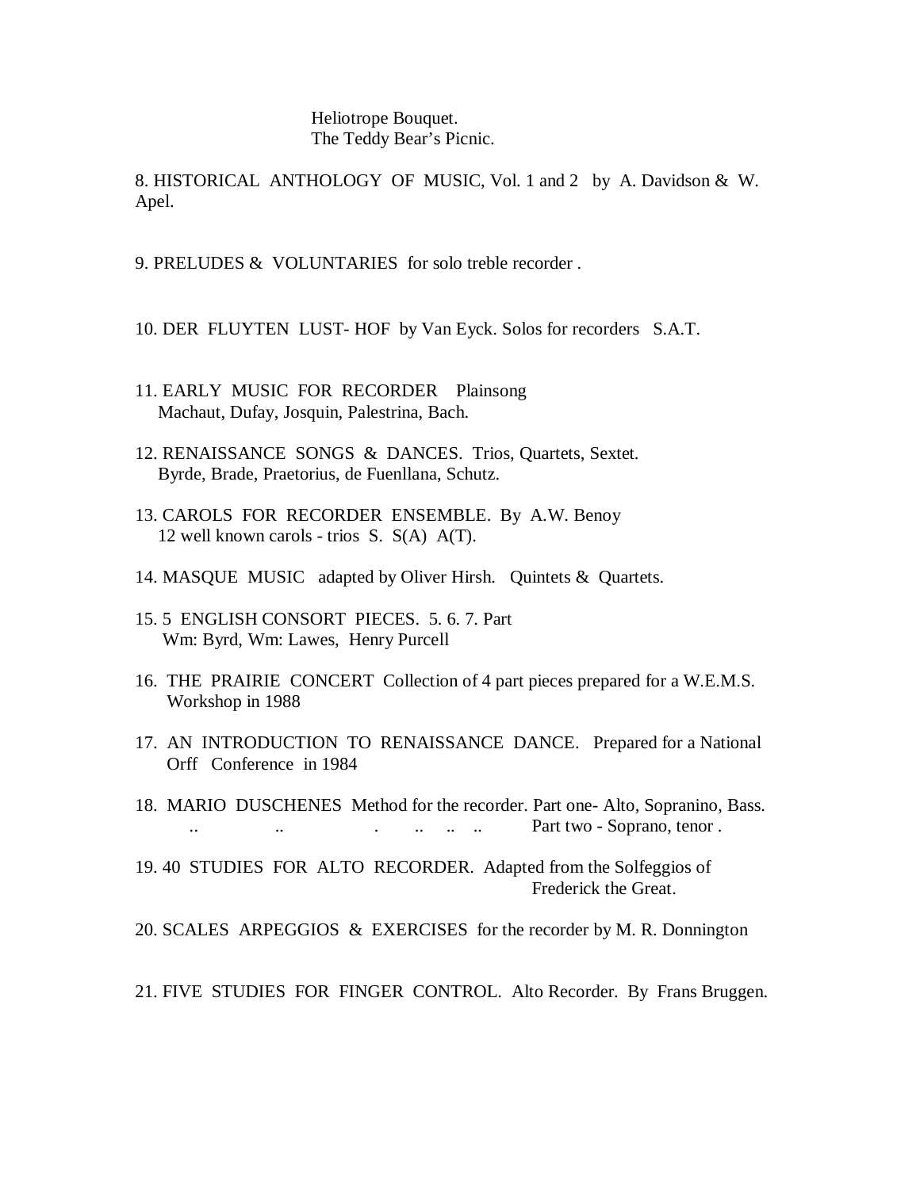Heliotrope Bouquet.
The Teddy Bear's Picnic.

8. HISTORICAL ANTHOLOGY OF MUSIC, Vol. 1 and 2 by A. Davidson & W. Apel.

9. PRELUDES & VOLUNTARIES for solo treble recorder .

10. DER FLUYTEN LUST- HOF by Van Eyck. Solos for recorders S.A.T.

11. EARLY MUSIC FOR RECORDER Plainsong
Machaut, Dufay, Josquin, Palestrina, Bach.

12. RENAISSANCE SONGS & DANCES. Trios, Quartets, Sextet.
Byrde, Brade, Praetorius, de Fuenllana, Schutz.

13. CAROLS FOR RECORDER ENSEMBLE. By A.W. Benoy
12 well known carols - trios S. S(A) A(T).

14. MASQUE MUSIC adapted by Oliver Hirsh. Quintets & Quartets.

15. 5 ENGLISH CONSORT PIECES. 5. 6. 7. Part
Wm: Byrd, Wm: Lawes, Henry Purcell

16. THE PRAIRIE CONCERT Collection of 4 part pieces prepared for a W.E.M.S. Workshop in 1988

17. AN INTRODUCTION TO RENAISSANCE DANCE. Prepared for a National Orff Conference in 1984

18. MARIO DUSCHENES Method for the recorder. Part one- Alto, Sopranino, Bass.
.. .. . .. .. .. Part two - Soprano, tenor .

19. 40 STUDIES FOR ALTO RECORDER. Adapted from the Solfeggios of Frederick the Great.

20. SCALES ARPEGGIOS & EXERCISES for the recorder by M. R. Donnington

21. FIVE STUDIES FOR FINGER CONTROL. Alto Recorder. By Frans Bruggen.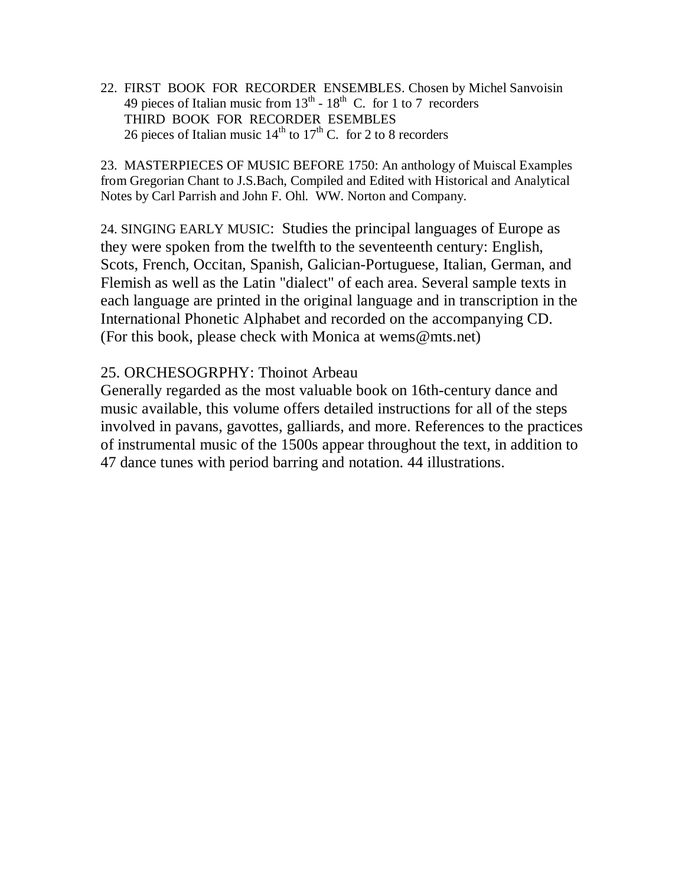22. FIRST BOOK FOR RECORDER ENSEMBLES. Chosen by Michel Sanvoisin
    49 pieces of Italian music from 13th - 18th C. for 1 to 7 recorders
    THIRD BOOK FOR RECORDER ESEMBLES
    26 pieces of Italian music 14th to 17th C. for 2 to 8 recorders

23. MASTERPIECES OF MUSIC BEFORE 1750: An anthology of Muiscal Examples from Gregorian Chant to J.S.Bach, Compiled and Edited with Historical and Analytical Notes by Carl Parrish and John F. Ohl. WW. Norton and Company.

24. SINGING EARLY MUSIC: Studies the principal languages of Europe as they were spoken from the twelfth to the seventeenth century: English, Scots, French, Occitan, Spanish, Galician-Portuguese, Italian, German, and Flemish as well as the Latin "dialect" of each area. Several sample texts in each language are printed in the original language and in transcription in the International Phonetic Alphabet and recorded on the accompanying CD. (For this book, please check with Monica at wems@mts.net)

25. ORCHESOGRPHY: Thoinot Arbeau
Generally regarded as the most valuable book on 16th-century dance and music available, this volume offers detailed instructions for all of the steps involved in pavans, gavottes, galliards, and more. References to the practices of instrumental music of the 1500s appear throughout the text, in addition to 47 dance tunes with period barring and notation. 44 illustrations.